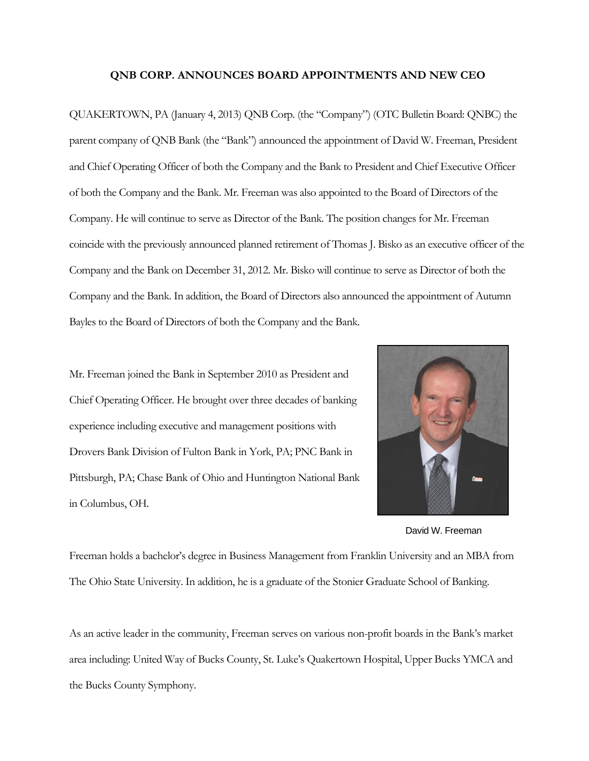# QNB CORP. ANNOUNCES BOARD APPOINTMENTS AND NEW CEO

QUAKERTOWN, PA (January 4, 2013) QNB Corp. (the "Company") (OTC Bulletin Board: QNBC) the parent company of QNB Bank (the "Bank") announced the appointment of David W. Freeman, President and Chief Operating Officer of both the Company and the Bank to President and Chief Executive Officer of both the Company and the Bank. Mr. Freeman was also appointed to the Board of Directors of the Company. He will continue to serve as Director of the Bank. The position changes for Mr. Freeman coincide with the previously announced planned retirement of Thomas J. Bisko as an executive officer of the Company and the Bank on December 31, 2012. Mr. Bisko will continue to serve as Director of both the Company and the Bank. In addition, the Board of Directors also announced the appointment of Autumn Bayles to the Board of Directors of both the Company and the Bank.

Mr. Freeman joined the Bank in September 2010 as President and Chief Operating Officer. He brought over three decades of banking experience including executive and management positions with Drovers Bank Division of Fulton Bank in York, PA; PNC Bank in Pittsburgh, PA; Chase Bank of Ohio and Huntington National Bank in Columbus, OH.

David W. Freeman

Freeman holds a bachelor's degree in Business Management from Franklin University and an MBA from The Ohio State University. In addition, he is a graduate of the Stonier Graduate School of Banking.

As an active leader in the community, Freeman serves on various non-profit boards in the Bank's market area including: United Way of Bucks County, St. Luke's Quakertown Hospital, Upper Bucks YMCA and the Bucks County Symphony.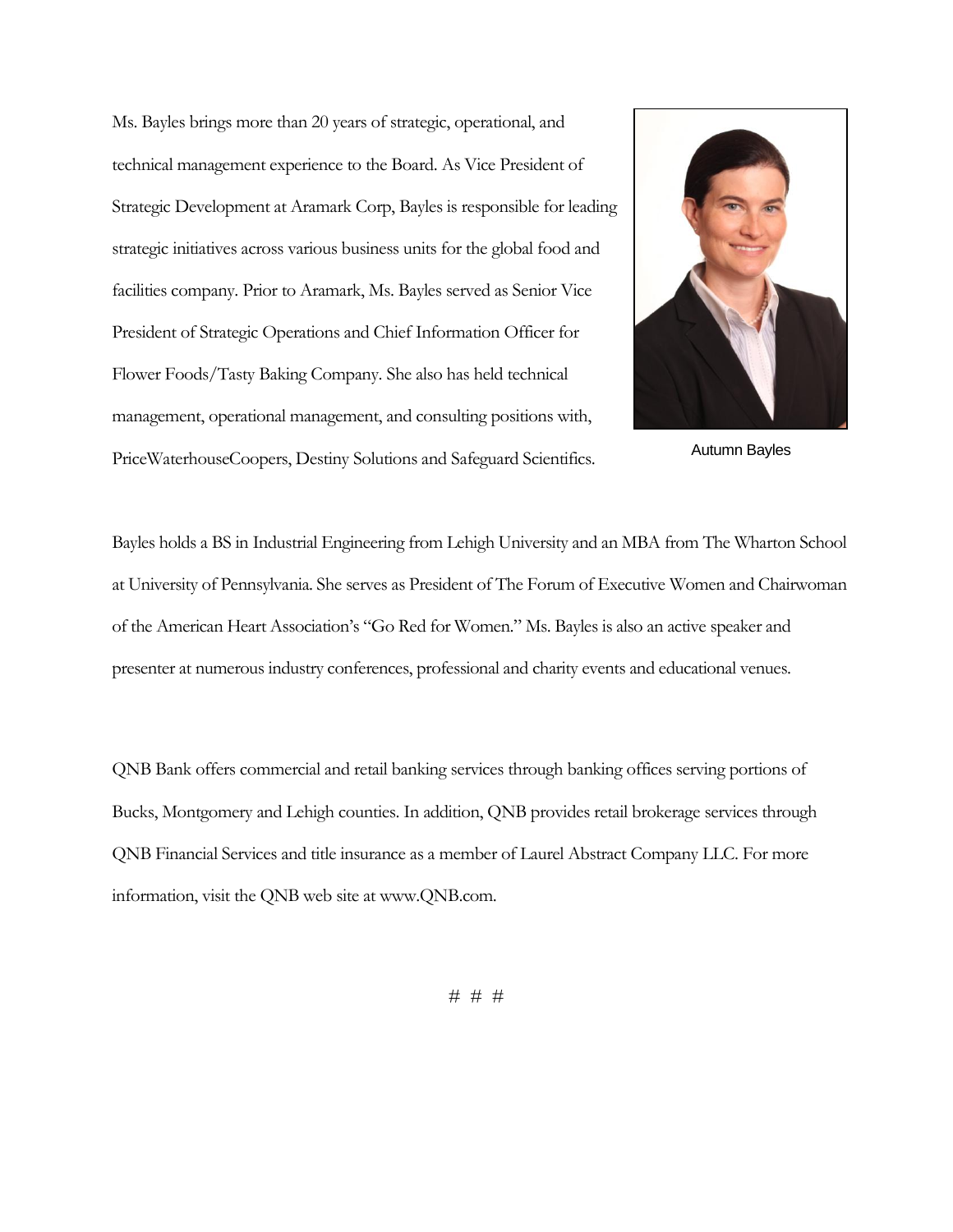Ms. Bayles brings more than 20 years of strategic, operational, and technical management experience to the Board. As Vice President of Strategic Development at Aramark Corp, Bayles is responsible for leading strategic initiatives across various business units for the global food and facilities company. Prior to Aramark, Ms. Bayles served as Senior Vice President of Strategic Operations and Chief Information Officer for Flower Foods/Tasty Baking Company. She also has held technical management, operational management, and consulting positions with, PriceWaterhouseCoopers, Destiny Solutions and Safeguard Scientifics.

Autumn Bayles

Bayles holds a BS in Industrial Engineering from Lehigh University and an MBA from The Wharton School at University of Pennsylvania. She serves as President of The Forum of Executive Women and Chairwoman of the American Heart Association's "Go Red for Women." Ms. Bayles is also an active speaker and presenter at numerous industry conferences, professional and charity events and educational venues.

QNB Bank offers commercial and retail banking services through banking offices serving portions of Bucks, Montgomery and Lehigh counties. In addition, QNB provides retail brokerage services through QNB Financial Services and title insurance as a member of Laurel Abstract Company LLC. For more information, visit the QNB web site at www.QNB.com.

# # #